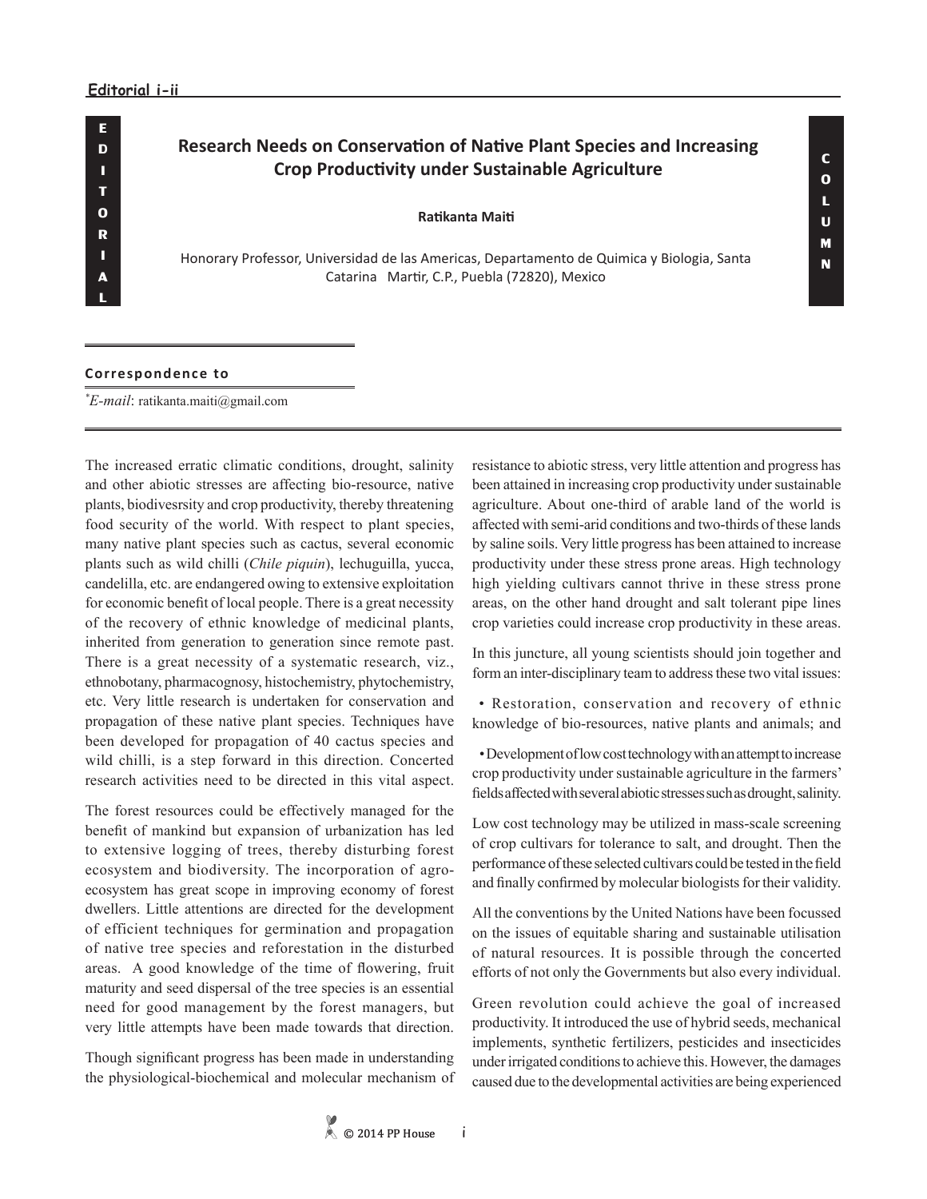# Research Needs on Conservation of Native Plant Species and Increasing Crop Productivity under Sustainable Agriculture

**Ratikanta Maiti**

Honorary Professor, Universidad de las Americas, Departamento de Quimica y Biologia, Santa Catarina Martir, C.P., Puebla (72820), Mexico

**Correspondence to**

**E-mail*: ratikanta.maiti@gmail.com

The increased erratic climatic conditions, drought, salinity and other abiotic stresses are affecting bio-resource, native plants, biodivesrsity and crop productivity, thereby threatening food security of the world. With respect to plant species, many native plant species such as cactus, several economic plants such as wild chilli (*Chile piquin*), lechuguilla, yucca, candelilla, etc. are endangered owing to extensive exploitation for economic benefit of local people. There is a great necessity of the recovery of ethnic knowledge of medicinal plants, inherited from generation to generation since remote past. There is a great necessity of a systematic research, viz., ethnobotany, pharmacognosy, histochemistry, phytochemistry, etc. Very little research is undertaken for conservation and propagation of these native plant species. Techniques have been developed for propagation of 40 cactus species and wild chilli, is a step forward in this direction. Concerted research activities need to be directed in this vital aspect.

The forest resources could be effectively managed for the benefit of mankind but expansion of urbanization has led to extensive logging of trees, thereby disturbing forest ecosystem and biodiversity. The incorporation of agro-ecosystem has great scope in improving economy of forest dwellers. Little attentions are directed for the development of efficient techniques for germination and propagation of native tree species and reforestation in the disturbed areas. A good knowledge of the time of flowering, fruit maturity and seed dispersal of the tree species is an essential need for good management by the forest managers, but very little attempts have been made towards that direction.

Though significant progress has been made in understanding the physiological-biochemical and molecular mechanism of resistance to abiotic stress, very little attention and progress has been attained in increasing crop productivity under sustainable agriculture. About one-third of arable land of the world is affected with semi-arid conditions and two-thirds of these lands by saline soils. Very little progress has been attained to increase productivity under these stress prone areas. High technology high yielding cultivars cannot thrive in these stress prone areas, on the other hand drought and salt tolerant pipe lines crop varieties could increase crop productivity in these areas.

In this juncture, all young scientists should join together and form an inter-disciplinary team to address these two vital issues:

- Restoration, conservation and recovery of ethnic knowledge of bio-resources, native plants and animals; and
- Development of low cost technology with an attempt to increase crop productivity under sustainable agriculture in the farmers' fields affected with several abiotic stresses such as drought, salinity.

Low cost technology may be utilized in mass-scale screening of crop cultivars for tolerance to salt, and drought. Then the performance of these selected cultivars could be tested in the field and finally confirmed by molecular biologists for their validity.

All the conventions by the United Nations have been focussed on the issues of equitable sharing and sustainable utilisation of natural resources. It is possible through the concerted efforts of not only the Governments but also every individual.

Green revolution could achieve the goal of increased productivity. It introduced the use of hybrid seeds, mechanical implements, synthetic fertilizers, pesticides and insecticides under irrigated conditions to achieve this. However, the damages caused due to the developmental activities are being experienced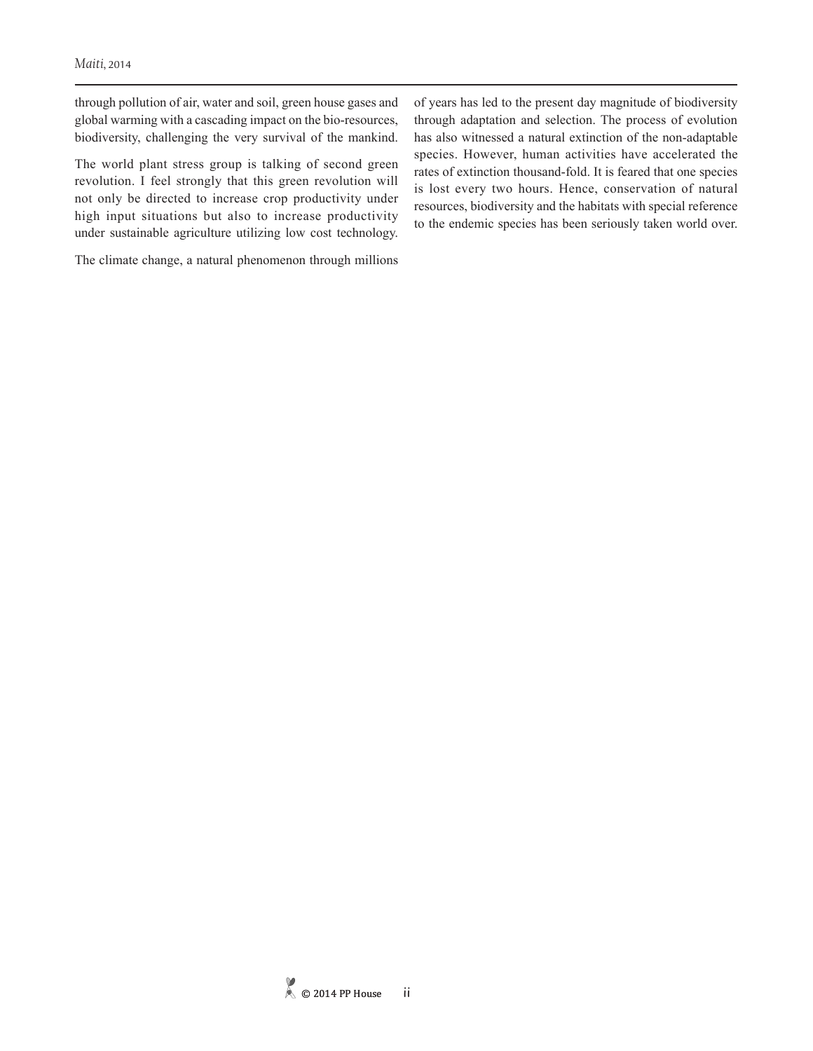through pollution of air, water and soil, green house gases and global warming with a cascading impact on the bio-resources, biodiversity, challenging the very survival of the mankind.

The world plant stress group is talking of second green revolution. I feel strongly that this green revolution will not only be directed to increase crop productivity under high input situations but also to increase productivity under sustainable agriculture utilizing low cost technology.

The climate change, a natural phenomenon through millions of years has led to the present day magnitude of biodiversity through adaptation and selection. The process of evolution has also witnessed a natural extinction of the non-adaptable species. However, human activities have accelerated the rates of extinction thousand-fold. It is feared that one species is lost every two hours. Hence, conservation of natural resources, biodiversity and the habitats with special reference to the endemic species has been seriously taken world over.